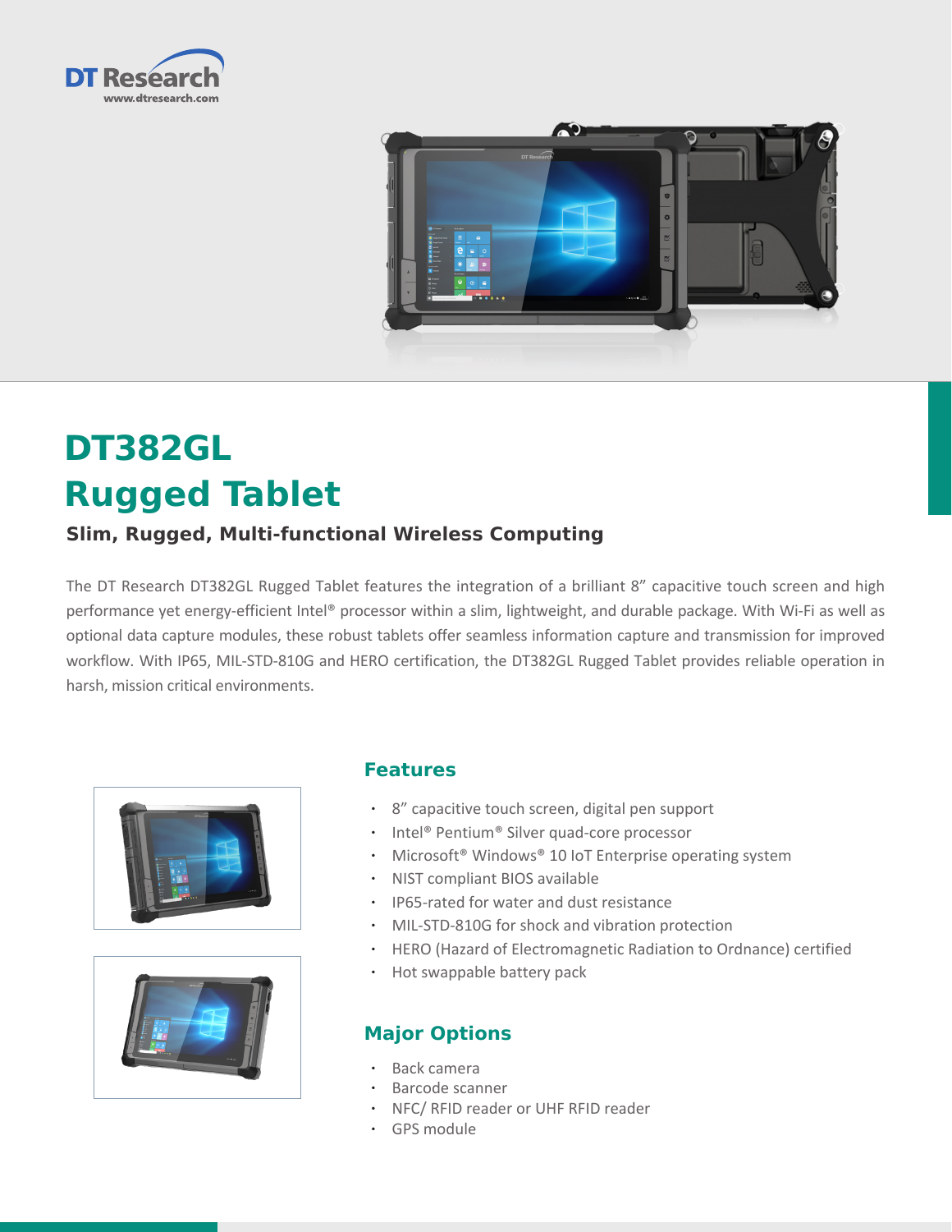DT Research
www.dtresearch.com

# DT382GL Rugged Tablet

### Slim, Rugged, Multi-functional Wireless Computing

The DT Research DT382GL Rugged Tablet features the integration of a brilliant 8" capacitive touch screen and high performance yet energy-efficient Intel® processor within a slim, lightweight, and durable package. With Wi-Fi as well as optional data capture modules, these robust tablets offer seamless information capture and transmission for improved workflow. With IP65, MIL-STD-810G and HERO certification, the DT382GL Rugged Tablet provides reliable operation in harsh, mission critical environments.

## Features

- 8" capacitive touch screen, digital pen support
- Intel® Pentium® Silver quad-core processor
- Microsoft® Windows® 10 IoT Enterprise operating system
- NIST compliant BIOS available
- IP65-rated for water and dust resistance
- MIL-STD-810G for shock and vibration protection
- HERO (Hazard of Electromagnetic Radiation to Ordnance) certified
- Hot swappable battery pack

## Major Options

- Back camera
- Barcode scanner
- NFC/ RFID reader or UHF RFID reader
- GPS module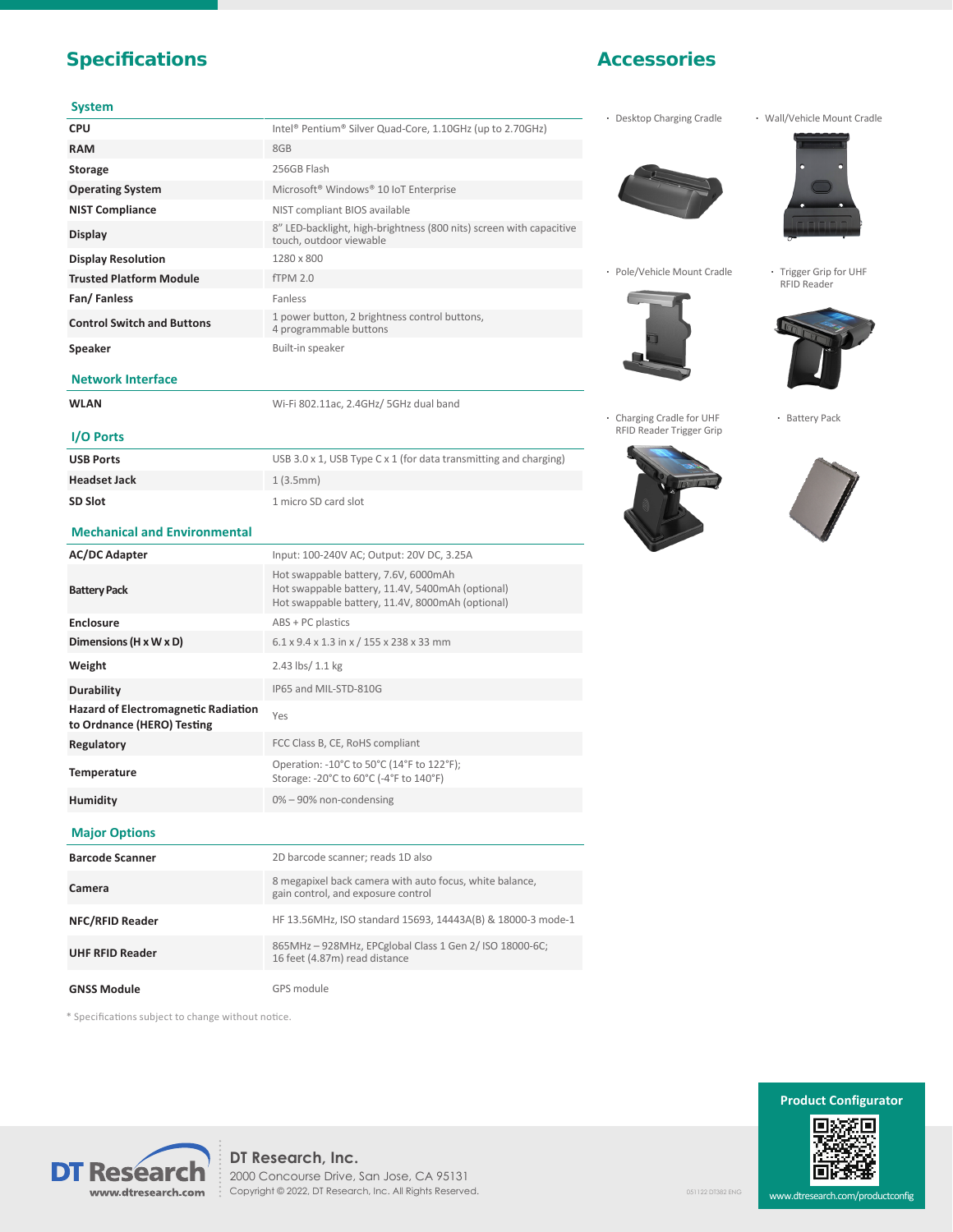## Specifications

### System

| | |
|---|---|
| CPU | Intel® Pentium® Silver Quad-Core, 1.10GHz (up to 2.70GHz) |
| RAM | 8GB |
| Storage | 256GB Flash |
| Operating System | Microsoft® Windows® 10 IoT Enterprise |
| NIST Compliance | NIST compliant BIOS available |
| Display | 8" LED-backlight, high-brightness (800 nits) screen with capacitive touch, outdoor viewable |
| Display Resolution | 1280 x 800 |
| Trusted Platform Module | fTPM 2.0 |
| Fan/ Fanless | Fanless |
| Control Switch and Buttons | 1 power button, 2 brightness control buttons, 4 programmable buttons |
| Speaker | Built-in speaker |

### Network Interface

| | |
|---|---|
| WLAN | Wi-Fi 802.11ac, 2.4GHz/ 5GHz dual band |

### I/O Ports

| | |
|---|---|
| USB Ports | USB 3.0 x 1, USB Type C x 1 (for data transmitting and charging) |
| Headset Jack | 1 (3.5mm) |
| SD Slot | 1 micro SD card slot |

### Mechanical and Environmental

| | |
|---|---|
| AC/DC Adapter | Input: 100-240V AC; Output: 20V DC, 3.25A |
| Battery Pack | Hot swappable battery, 7.6V, 6000mAh<br>Hot swappable battery, 11.4V, 5400mAh (optional)<br>Hot swappable battery, 11.4V, 8000mAh (optional) |
| Enclosure | ABS + PC plastics |
| Dimensions (H x W x D) | 6.1 x 9.4 x 1.3 in x / 155 x 238 x 33 mm |
| Weight | 2.43 lbs/ 1.1 kg |
| Durability | IP65 and MIL-STD-810G |
| Hazard of Electromagnetic Radiation to Ordnance (HERO) Testing | Yes |
| Regulatory | FCC Class B, CE, RoHS compliant |
| Temperature | Operation: -10°C to 50°C (14°F to 122°F);<br>Storage: -20°C to 60°C (-4°F to 140°F) |
| Humidity | 0% – 90% non-condensing |

### Major Options

| | |
|---|---|
| Barcode Scanner | 2D barcode scanner; reads 1D also |
| Camera | 8 megapixel back camera with auto focus, white balance, gain control, and exposure control |
| NFC/RFID Reader | HF 13.56MHz, ISO standard 15693, 14443A(B) & 18000-3 mode-1 |
| UHF RFID Reader | 865MHz – 928MHz, EPCglobal Class 1 Gen 2/ ISO 18000-6C; 16 feet (4.87m) read distance |
| GNSS Module | GPS module |

* Specifications subject to change without notice.

## Accessories

- Desktop Charging Cradle
- Wall/Vehicle Mount Cradle
- Pole/Vehicle Mount Cradle
- Trigger Grip for UHF RFID Reader
- Charging Cradle for UHF RFID Reader Trigger Grip
- Battery Pack

**DT Research, Inc.**
2000 Concourse Drive, San Jose, CA 95131
Copyright © 2022, DT Research, Inc. All Rights Reserved.

www.dtresearch.com

051122 DT382 ENG

**Product Configurator**
www.dtresearch.com/productconfig